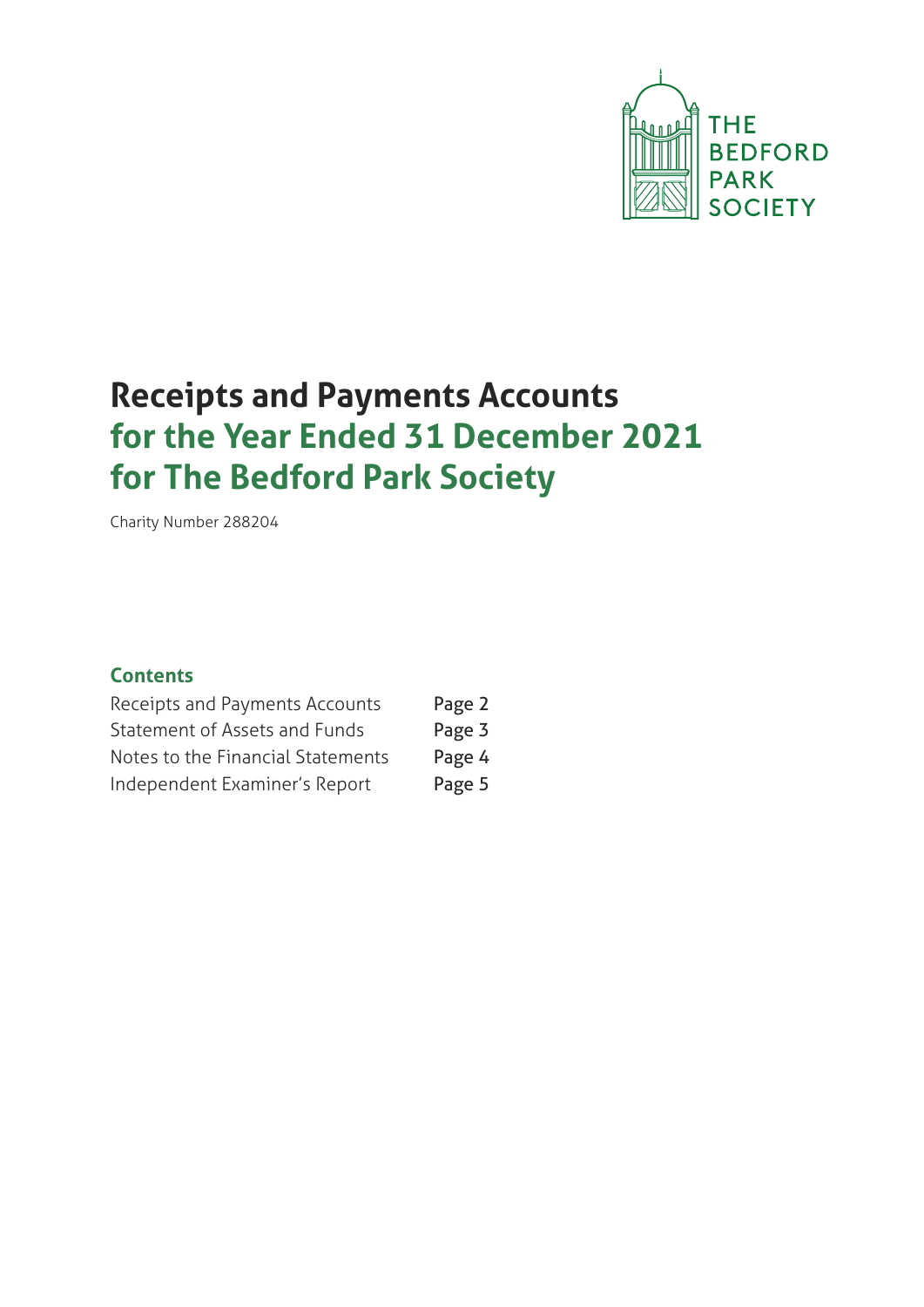THE BEDFORD PARK SOCIETY

# Receipts and Payments Accounts
# for the Year Ended 31 December 2021
# for The Bedford Park Society

Charity Number 288204

## Contents

| | |
|---|---|
| Receipts and Payments Accounts | Page 2 |
| Statement of Assets and Funds | Page 3 |
| Notes to the Financial Statements | Page 4 |
| Independent Examiner's Report | Page 5 |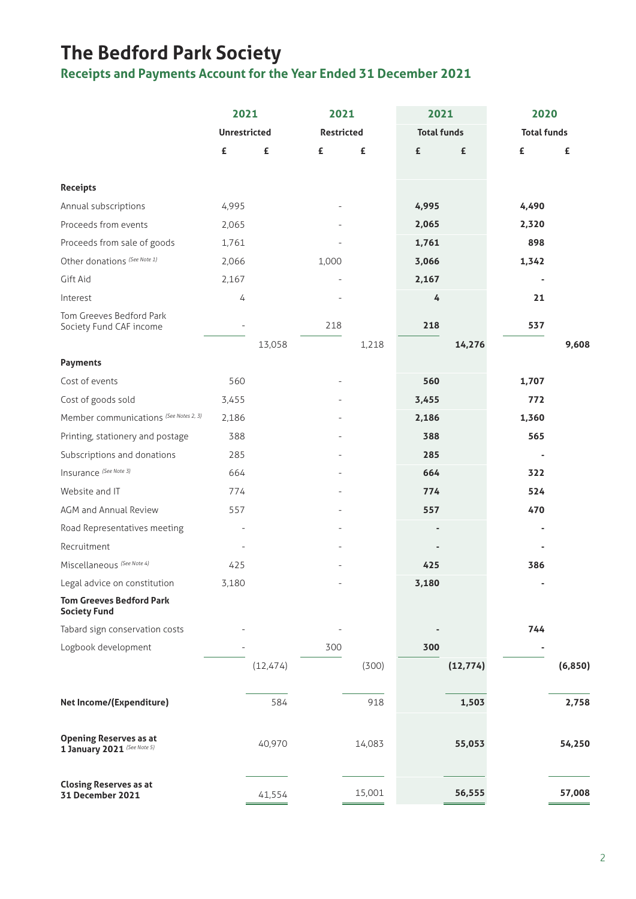# The Bedford Park Society

## Receipts and Payments Account for the Year Ended 31 December 2021

| | 2021 | | 2021 | | 2021 | | 2020 | |
|---|---|---|---|---|---|---|---|---|
| | Unrestricted | | Restricted | | Total funds | | Total funds | |
| | £ | £ | £ | £ | £ | £ | £ | £ |
| **Receipts** | | | | | | | | |
| Annual subscriptions | 4,995 | | - | | **4,995** | | **4,490** | |
| Proceeds from events | 2,065 | | - | | **2,065** | | **2,320** | |
| Proceeds from sale of goods | 1,761 | | - | | **1,761** | | **898** | |
| Other donations *(See Note 1)* | 2,066 | | 1,000 | | **3,066** | | **1,342** | |
| Gift Aid | 2,167 | | - | | **2,167** | | **-** | |
| Interest | 4 | | - | | **4** | | **21** | |
| Tom Greeves Bedford Park Society Fund CAF income | - | | 218 | | **218** | | **537** | |
| | | 13,058 | | 1,218 | | **14,276** | | **9,608** |
| **Payments** | | | | | | | | |
| Cost of events | 560 | | - | | **560** | | **1,707** | |
| Cost of goods sold | 3,455 | | - | | **3,455** | | **772** | |
| Member communications *(See Notes 2, 3)* | 2,186 | | - | | **2,186** | | **1,360** | |
| Printing, stationery and postage | 388 | | - | | **388** | | **565** | |
| Subscriptions and donations | 285 | | - | | **285** | | **-** | |
| Insurance *(See Note 3)* | 664 | | - | | **664** | | **322** | |
| Website and IT | 774 | | - | | **774** | | **524** | |
| AGM and Annual Review | 557 | | - | | **557** | | **470** | |
| Road Representatives meeting | - | | - | | **-** | | **-** | |
| Recruitment | - | | - | | **-** | | **-** | |
| Miscellaneous *(See Note 4)* | 425 | | - | | **425** | | **386** | |
| Legal advice on constitution | 3,180 | | - | | **3,180** | | **-** | |
| **Tom Greeves Bedford Park Society Fund** | | | | | | | | |
| Tabard sign conservation costs | - | | - | | **-** | | **744** | |
| Logbook development | - | | 300 | | **300** | | **-** | |
| | | (12,474) | | (300) | | **(12,774)** | | **(6,850)** |
| **Net Income/(Expenditure)** | | 584 | | 918 | | **1,503** | | **2,758** |
| **Opening Reserves as at 1 January 2021** *(See Note 5)* | | 40,970 | | 14,083 | | **55,053** | | **54,250** |
| **Closing Reserves as at 31 December 2021** | | 41,554 | | 15,001 | | **56,555** | | **57,008** |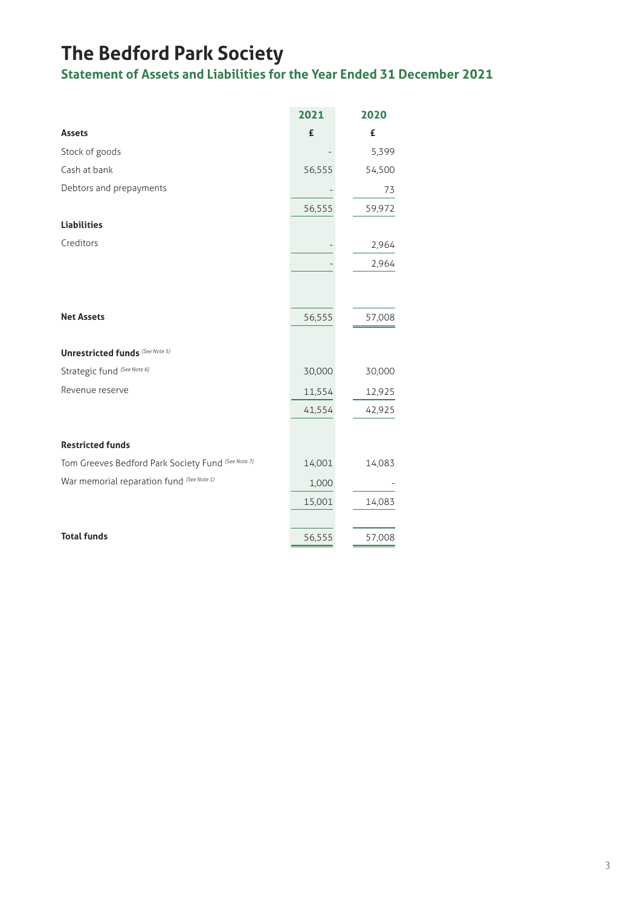# The Bedford Park Society

## Statement of Assets and Liabilities for the Year Ended 31 December 2021

| | 2021 | 2020 |
|---|---|---|
| **Assets** | **£** | **£** |
| Stock of goods | - | 5,399 |
| Cash at bank | 56,555 | 54,500 |
| Debtors and prepayments | - | 73 |
| | 56,555 | 59,972 |
| **Liabilities** | | |
| Creditors | - | 2,964 |
| | - | 2,964 |
| | | |
| **Net Assets** | 56,555 | 57,008 |
| | | |
| **Unrestricted funds** *(See Note 5)* | | |
| Strategic fund *(See Note 6)* | 30,000 | 30,000 |
| Revenue reserve | 11,554 | 12,925 |
| | 41,554 | 42,925 |
| | | |
| **Restricted funds** | | |
| Tom Greeves Bedford Park Society Fund *(See Note 7)* | 14,001 | 14,083 |
| War memorial reparation fund *(See Note 1)* | 1,000 | - |
| | 15,001 | 14,083 |
| | | |
| **Total funds** | 56,555 | 57,008 |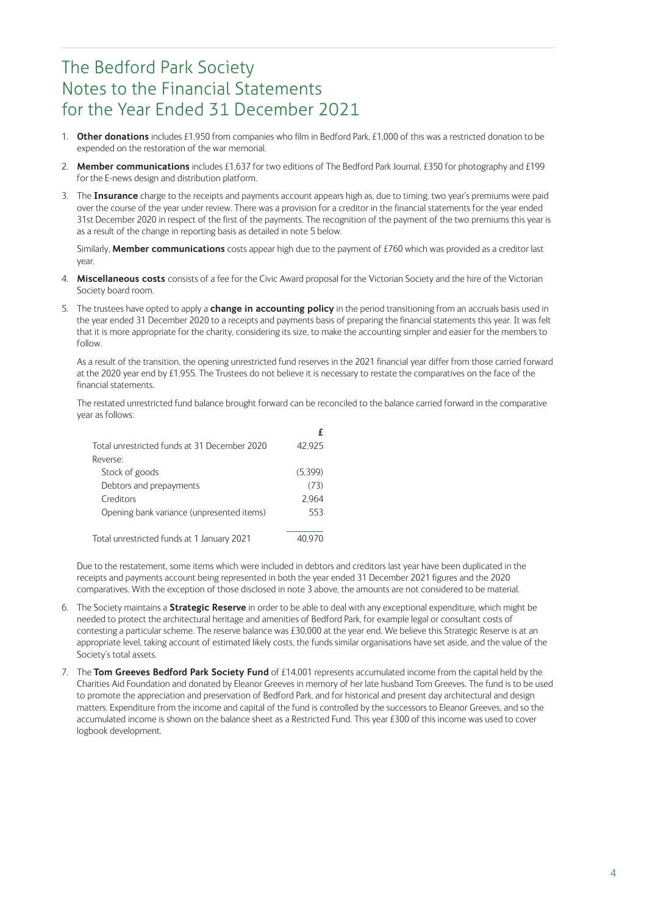# The Bedford Park Society
# Notes to the Financial Statements
# for the Year Ended 31 December 2021

1. **Other donations** includes £1,950 from companies who film in Bedford Park, £1,000 of this was a restricted donation to be expended on the restoration of the war memorial.

2. **Member communications** includes £1,637 for two editions of The Bedford Park Journal, £350 for photography and £199 for the E-news design and distribution platform.

3. The **Insurance** charge to the receipts and payments account appears high as, due to timing, two year's premiums were paid over the course of the year under review. There was a provision for a creditor in the financial statements for the year ended 31st December 2020 in respect of the first of the payments. The recognition of the payment of the two premiums this year is as a result of the change in reporting basis as detailed in note 5 below.

   Similarly, **Member communications** costs appear high due to the payment of £760 which was provided as a creditor last year.

4. **Miscellaneous costs** consists of a fee for the Civic Award proposal for the Victorian Society and the hire of the Victorian Society board room.

5. The trustees have opted to apply a **change in accounting policy** in the period transitioning from an accruals basis used in the year ended 31 December 2020 to a receipts and payments basis of preparing the financial statements this year. It was felt that it is more appropriate for the charity, considering its size, to make the accounting simpler and easier for the members to follow.

   As a result of the transition, the opening unrestricted fund reserves in the 2021 financial year differ from those carried forward at the 2020 year end by £1,955. The Trustees do not believe it is necessary to restate the comparatives on the face of the financial statements.

   The restated unrestricted fund balance brought forward can be reconciled to the balance carried forward in the comparative year as follows:

   | | £ |
   |---|---|
   | Total unrestricted funds at 31 December 2020 | 42,925 |
   | Reverse: | |
   | Stock of goods | (5,399) |
   | Debtors and prepayments | (73) |
   | Creditors | 2,964 |
   | Opening bank variance (unpresented items) | 553 |
   | Total unrestricted funds at 1 January 2021 | 40,970 |

   Due to the restatement, some items which were included in debtors and creditors last year have been duplicated in the receipts and payments account being represented in both the year ended 31 December 2021 figures and the 2020 comparatives. With the exception of those disclosed in note 3 above, the amounts are not considered to be material.

6. The Society maintains a **Strategic Reserve** in order to be able to deal with any exceptional expenditure, which might be needed to protect the architectural heritage and amenities of Bedford Park, for example legal or consultant costs of contesting a particular scheme. The reserve balance was £30,000 at the year end. We believe this Strategic Reserve is at an appropriate level, taking account of estimated likely costs, the funds similar organisations have set aside, and the value of the Society's total assets.

7. The **Tom Greeves Bedford Park Society Fund** of £14,001 represents accumulated income from the capital held by the Charities Aid Foundation and donated by Eleanor Greeves in memory of her late husband Tom Greeves. The fund is to be used to promote the appreciation and preservation of Bedford Park, and for historical and present day architectural and design matters. Expenditure from the income and capital of the fund is controlled by the successors to Eleanor Greeves, and so the accumulated income is shown on the balance sheet as a Restricted Fund. This year £300 of this income was used to cover logbook development.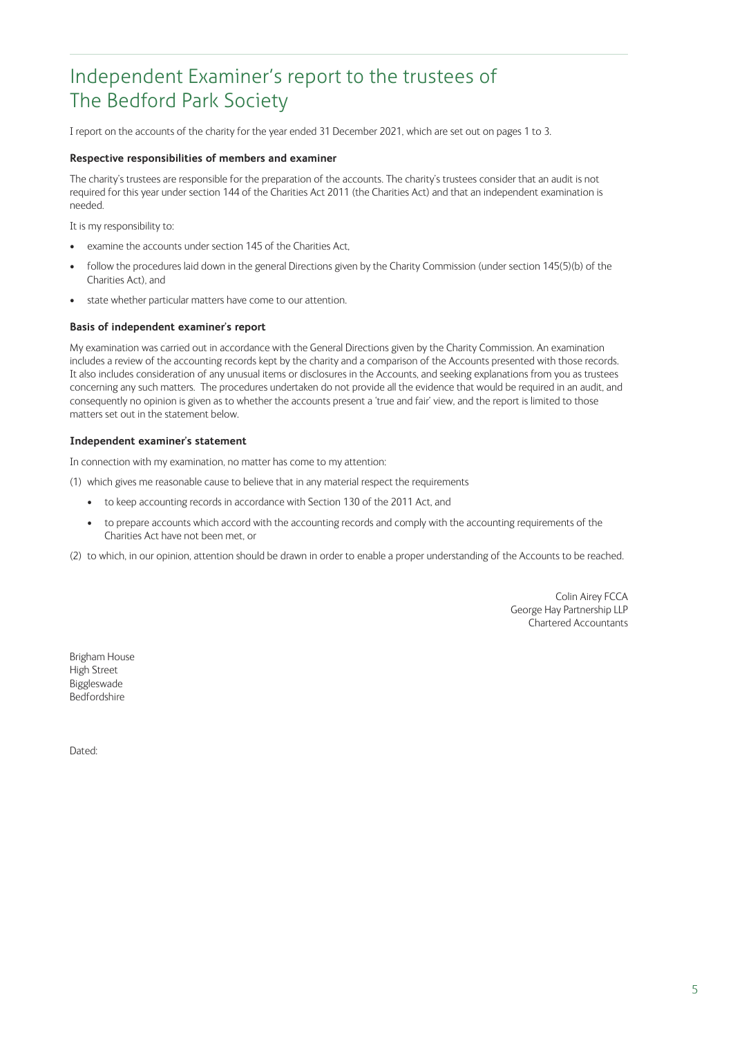# Independent Examiner's report to the trustees of The Bedford Park Society

I report on the accounts of the charity for the year ended 31 December 2021, which are set out on pages 1 to 3.

**Respective responsibilities of members and examiner**

The charity's trustees are responsible for the preparation of the accounts. The charity's trustees consider that an audit is not required for this year under section 144 of the Charities Act 2011 (the Charities Act) and that an independent examination is needed.

It is my responsibility to:

- examine the accounts under section 145 of the Charities Act,
- follow the procedures laid down in the general Directions given by the Charity Commission (under section 145(5)(b) of the Charities Act), and
- state whether particular matters have come to our attention.

**Basis of independent examiner's report**

My examination was carried out in accordance with the General Directions given by the Charity Commission. An examination includes a review of the accounting records kept by the charity and a comparison of the Accounts presented with those records. It also includes consideration of any unusual items or disclosures in the Accounts, and seeking explanations from you as trustees concerning any such matters. The procedures undertaken do not provide all the evidence that would be required in an audit, and consequently no opinion is given as to whether the accounts present a 'true and fair' view, and the report is limited to those matters set out in the statement below.

**Independent examiner's statement**

In connection with my examination, no matter has come to my attention:

(1) which gives me reasonable cause to believe that in any material respect the requirements

- to keep accounting records in accordance with Section 130 of the 2011 Act, and
- to prepare accounts which accord with the accounting records and comply with the accounting requirements of the Charities Act have not been met, or

(2) to which, in our opinion, attention should be drawn in order to enable a proper understanding of the Accounts to be reached.

Colin Airey FCCA
George Hay Partnership LLP
Chartered Accountants

Brigham House
High Street
Biggleswade
Bedfordshire

Dated: